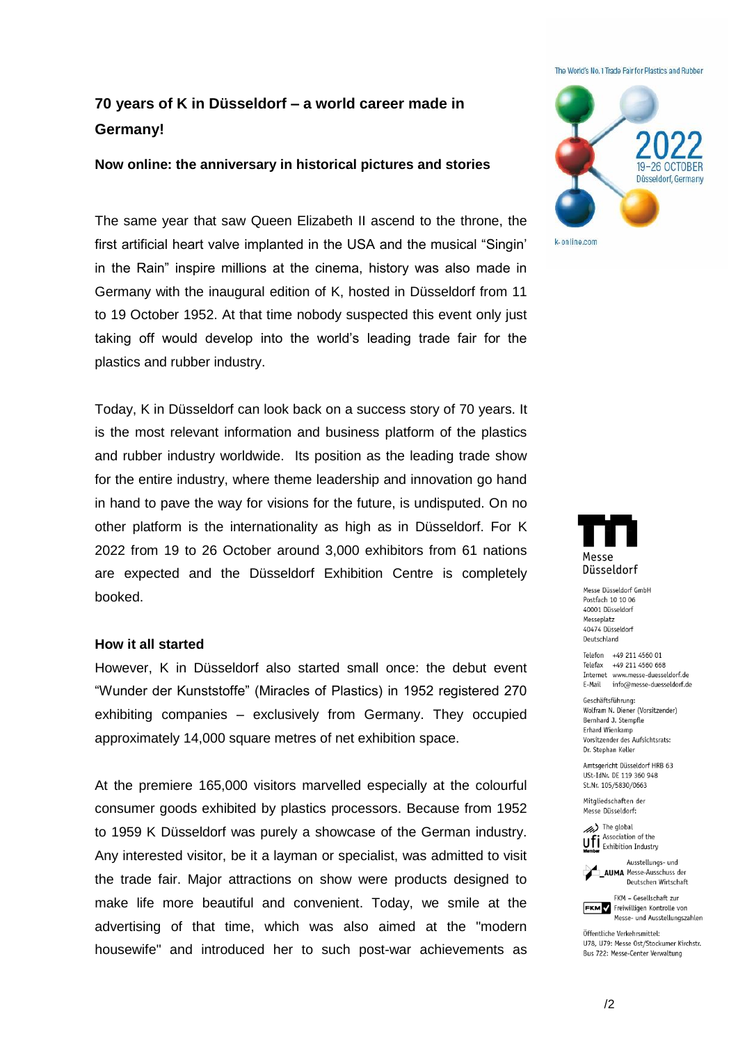# 70 years of K in Düsseldorf – a world career made in Germany!

**Now online: the anniversary in historical pictures and stories**

The same year that saw Queen Elizabeth II ascend to the throne, the first artificial heart valve implanted in the USA and the musical “Singin’ in the Rain” inspire millions at the cinema, history was also made in Germany with the inaugural edition of K, hosted in Düsseldorf from 11 to 19 October 1952. At that time nobody suspected this event only just taking off would develop into the world’s leading trade fair for the plastics and rubber industry.

Today, K in Düsseldorf can look back on a success story of 70 years. It is the most relevant information and business platform of the plastics and rubber industry worldwide. Its position as the leading trade show for the entire industry, where theme leadership and innovation go hand in hand to pave the way for visions for the future, is undisputed. On no other platform is the internationality as high as in Düsseldorf. For K 2022 from 19 to 26 October around 3,000 exhibitors from 61 nations are expected and the Düsseldorf Exhibition Centre is completely booked.

## How it all started

However, K in Düsseldorf also started small once: the debut event “Wunder der Kunststoffe” (Miracles of Plastics) in 1952 registered 270 exhibiting companies – exclusively from Germany. They occupied approximately 14,000 square metres of net exhibition space.

At the premiere 165,000 visitors marvelled especially at the colourful consumer goods exhibited by plastics processors. Because from 1952 to 1959 K Düsseldorf was purely a showcase of the German industry. Any interested visitor, be it a layman or specialist, was admitted to visit the trade fair. Major attractions on show were products designed to make life more beautiful and convenient. Today, we smile at the advertising of that time, which was also aimed at the "modern housewife" and introduced her to such post-war achievements as

The World's No. 1 Trade Fair for Plastics and Rubber

2022
19–26 OCTOBER
Düsseldorf, Germany

k-online.com

Messe Düsseldorf

Messe Düsseldorf GmbH
Postfach 10 10 06
40001 Düsseldorf
Messeplatz
40474 Düsseldorf
Deutschland

Telefon +49 211 4560 01
Telefax +49 211 4560 668
Internet www.messe-duesseldorf.de
E-Mail info@messe-duesseldorf.de

Geschäftsführung:
Wolfram N. Diener (Vorsitzender)
Bernhard J. Stempfle
Erhard Wienkamp
Vorsitzender des Aufsichtsrats:
Dr. Stephan Keller

Amtsgericht Düsseldorf HRB 63
USt-IdNr. DE 119 360 948
St.Nr. 105/5830/0663

Mitgliedschaften der
Messe Düsseldorf:

ufi Member – The global Association of the Exhibition Industry

AUMA – Ausstellungs- und Messe-Ausschuss der Deutschen Wirtschaft

FKM – Gesellschaft zur Freiwilligen Kontrolle von Messe- und Ausstellungszahlen

Öffentliche Verkehrsmittel:
U78, U79: Messe Ost/Stockumer Kirchstr.
Bus 722: Messe-Center Verwaltung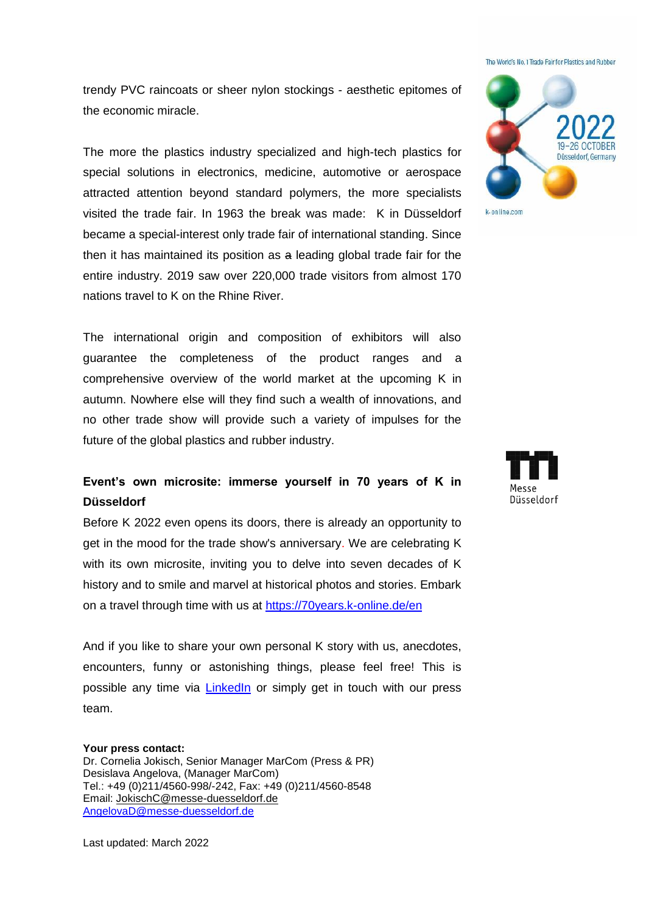trendy PVC raincoats or sheer nylon stockings - aesthetic epitomes of the economic miracle.

The more the plastics industry specialized and high-tech plastics for special solutions in electronics, medicine, automotive or aerospace attracted attention beyond standard polymers, the more specialists visited the trade fair. In 1963 the break was made: K in Düsseldorf became a special-interest only trade fair of international standing. Since then it has maintained its position as a leading global trade fair for the entire industry. 2019 saw over 220,000 trade visitors from almost 170 nations travel to K on the Rhine River.

The international origin and composition of exhibitors will also guarantee the completeness of the product ranges and a comprehensive overview of the world market at the upcoming K in autumn. Nowhere else will they find such a wealth of innovations, and no other trade show will provide such a variety of impulses for the future of the global plastics and rubber industry.

**Event's own microsite: immerse yourself in 70 years of K in Düsseldorf**

Before K 2022 even opens its doors, there is already an opportunity to get in the mood for the trade show's anniversary. We are celebrating K with its own microsite, inviting you to delve into seven decades of K history and to smile and marvel at historical photos and stories. Embark on a travel through time with us at https://70years.k-online.de/en

And if you like to share your own personal K story with us, anecdotes, encounters, funny or astonishing things, please feel free! This is possible any time via LinkedIn or simply get in touch with our press team.

**Your press contact:**
Dr. Cornelia Jokisch, Senior Manager MarCom (Press & PR)
Desislava Angelova, (Manager MarCom)
Tel.: +49 (0)211/4560-998/-242, Fax: +49 (0)211/4560-8548
Email: JokischC@messe-duesseldorf.de
AngelovaD@messe-duesseldorf.de

Last updated: March 2022